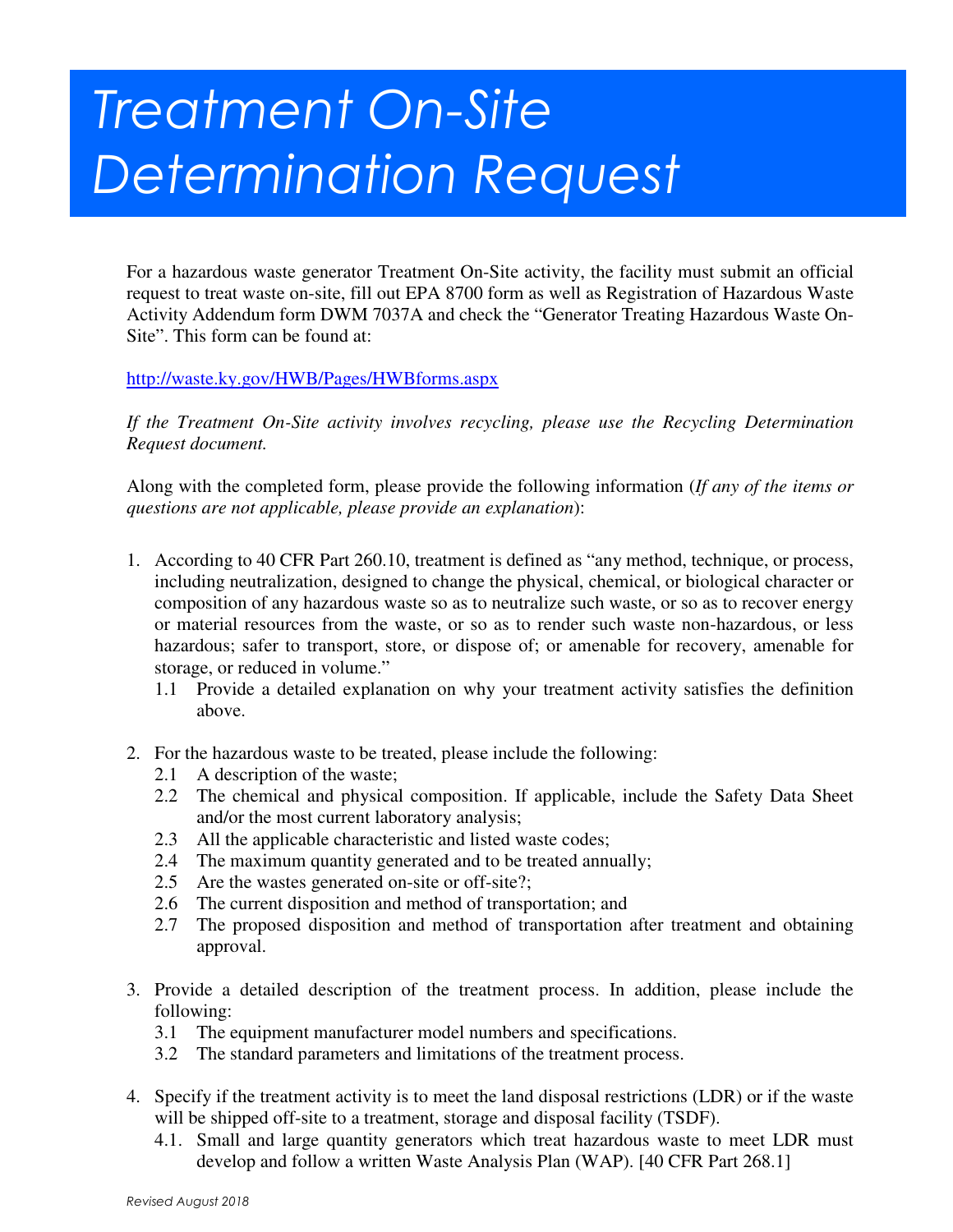# Treatment On-Site Determination Request

For a hazardous waste generator Treatment On-Site activity, the facility must submit an official request to treat waste on-site, fill out EPA 8700 form as well as Registration of Hazardous Waste Activity Addendum form DWM 7037A and check the "Generator Treating Hazardous Waste On-Site". This form can be found at:

http://waste.ky.gov/HWB/Pages/HWBforms.aspx

*If the Treatment On-Site activity involves recycling, please use the Recycling Determination Request document.*

Along with the completed form, please provide the following information (*If any of the items or questions are not applicable, please provide an explanation*):

1. According to 40 CFR Part 260.10, treatment is defined as "any method, technique, or process, including neutralization, designed to change the physical, chemical, or biological character or composition of any hazardous waste so as to neutralize such waste, or so as to recover energy or material resources from the waste, or so as to render such waste non-hazardous, or less hazardous; safer to transport, store, or dispose of; or amenable for recovery, amenable for storage, or reduced in volume."
   - 1.1 Provide a detailed explanation on why your treatment activity satisfies the definition above.

2. For the hazardous waste to be treated, please include the following:
   - 2.1 A description of the waste;
   - 2.2 The chemical and physical composition. If applicable, include the Safety Data Sheet and/or the most current laboratory analysis;
   - 2.3 All the applicable characteristic and listed waste codes;
   - 2.4 The maximum quantity generated and to be treated annually;
   - 2.5 Are the wastes generated on-site or off-site?;
   - 2.6 The current disposition and method of transportation; and
   - 2.7 The proposed disposition and method of transportation after treatment and obtaining approval.

3. Provide a detailed description of the treatment process. In addition, please include the following:
   - 3.1 The equipment manufacturer model numbers and specifications.
   - 3.2 The standard parameters and limitations of the treatment process.

4. Specify if the treatment activity is to meet the land disposal restrictions (LDR) or if the waste will be shipped off-site to a treatment, storage and disposal facility (TSDF).
   - 4.1. Small and large quantity generators which treat hazardous waste to meet LDR must develop and follow a written Waste Analysis Plan (WAP). [40 CFR Part 268.1]

*Revised August 2018*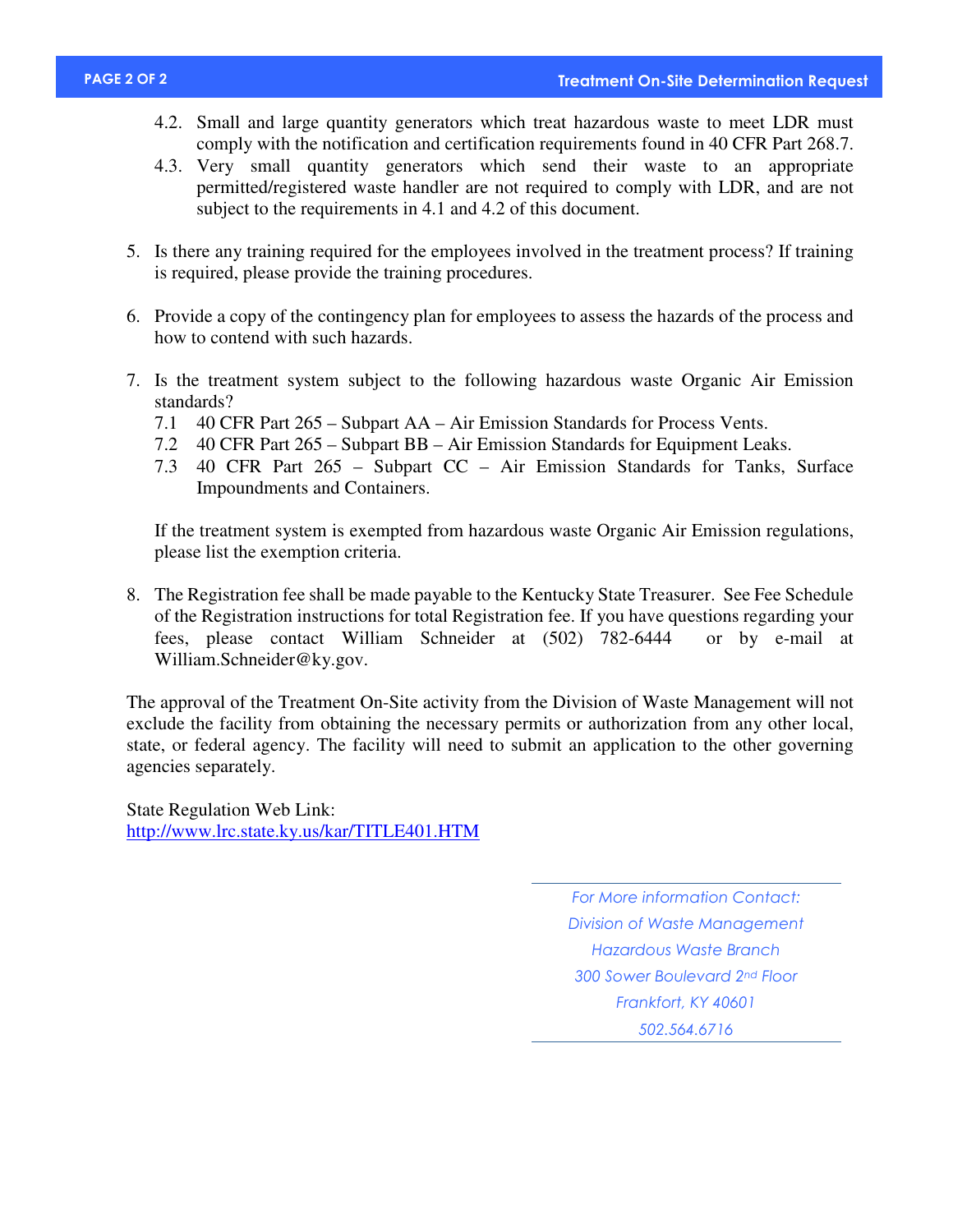4.2. Small and large quantity generators which treat hazardous waste to meet LDR must comply with the notification and certification requirements found in 40 CFR Part 268.7.

4.3. Very small quantity generators which send their waste to an appropriate permitted/registered waste handler are not required to comply with LDR, and are not subject to the requirements in 4.1 and 4.2 of this document.

5. Is there any training required for the employees involved in the treatment process? If training is required, please provide the training procedures.

6. Provide a copy of the contingency plan for employees to assess the hazards of the process and how to contend with such hazards.

7. Is the treatment system subject to the following hazardous waste Organic Air Emission standards?
   - 7.1 40 CFR Part 265 – Subpart AA – Air Emission Standards for Process Vents.
   - 7.2 40 CFR Part 265 – Subpart BB – Air Emission Standards for Equipment Leaks.
   - 7.3 40 CFR Part 265 – Subpart CC – Air Emission Standards for Tanks, Surface Impoundments and Containers.

   If the treatment system is exempted from hazardous waste Organic Air Emission regulations, please list the exemption criteria.

8. The Registration fee shall be made payable to the Kentucky State Treasurer. See Fee Schedule of the Registration instructions for total Registration fee. If you have questions regarding your fees, please contact William Schneider at (502) 782-6444 or by e-mail at William.Schneider@ky.gov.

The approval of the Treatment On-Site activity from the Division of Waste Management will not exclude the facility from obtaining the necessary permits or authorization from any other local, state, or federal agency. The facility will need to submit an application to the other governing agencies separately.

State Regulation Web Link:
http://www.lrc.state.ky.us/kar/TITLE401.HTM

*For More information Contact:*
*Division of Waste Management*
*Hazardous Waste Branch*
*300 Sower Boulevard 2nd Floor*
*Frankfort, KY 40601*
*502.564.6716*